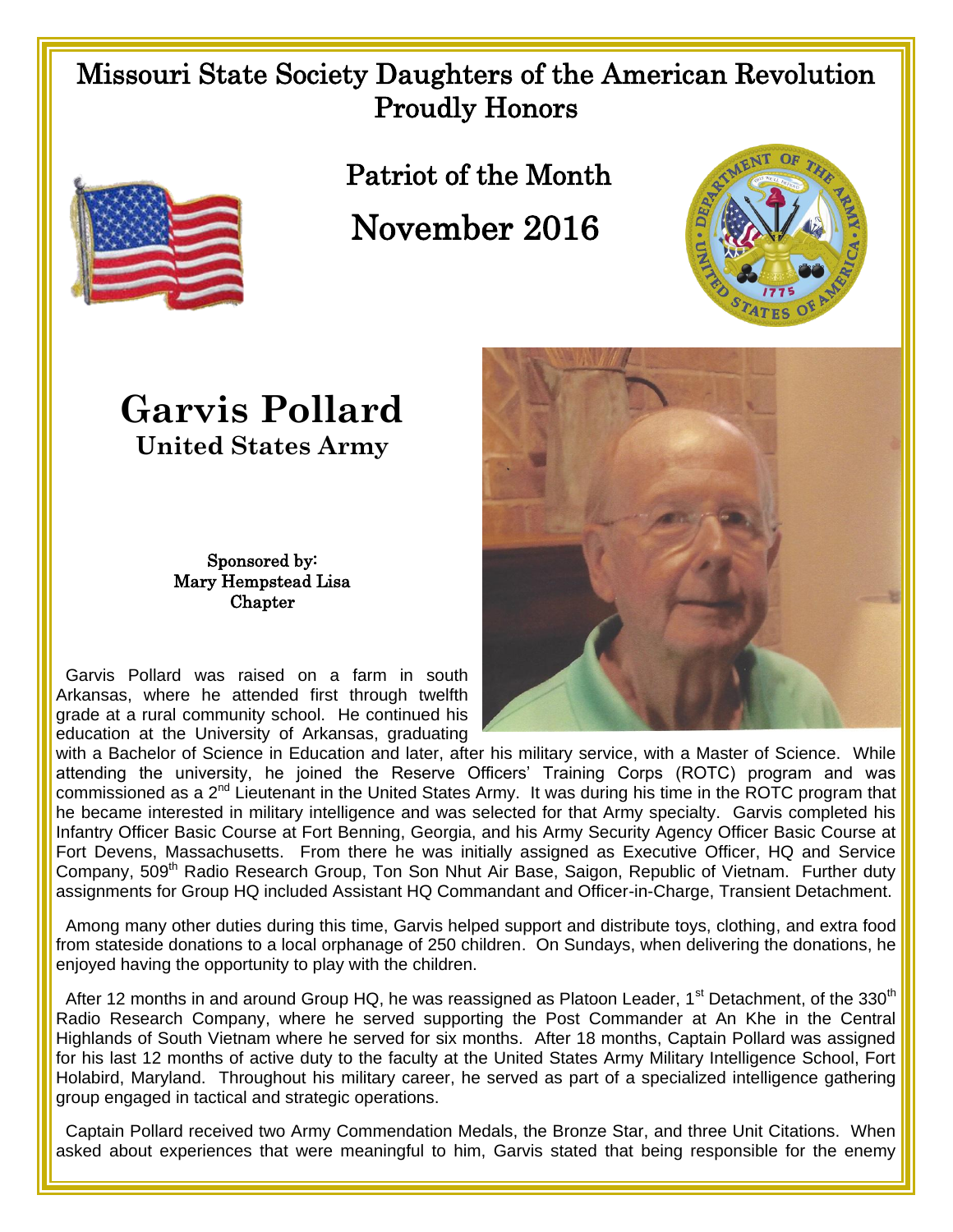Missouri State Society Daughters of the American Revolution
Proudly Honors

Patriot of the Month

# November 2016

# Garvis Pollard

## United States Army

Sponsored by:
Mary Hempstead Lisa
Chapter

Garvis Pollard was raised on a farm in south Arkansas, where he attended first through twelfth grade at a rural community school. He continued his education at the University of Arkansas, graduating with a Bachelor of Science in Education and later, after his military service, with a Master of Science. While attending the university, he joined the Reserve Officers' Training Corps (ROTC) program and was commissioned as a 2nd Lieutenant in the United States Army. It was during his time in the ROTC program that he became interested in military intelligence and was selected for that Army specialty. Garvis completed his Infantry Officer Basic Course at Fort Benning, Georgia, and his Army Security Agency Officer Basic Course at Fort Devens, Massachusetts. From there he was initially assigned as Executive Officer, HQ and Service Company, 509th Radio Research Group, Ton Son Nhut Air Base, Saigon, Republic of Vietnam. Further duty assignments for Group HQ included Assistant HQ Commandant and Officer-in-Charge, Transient Detachment.

Among many other duties during this time, Garvis helped support and distribute toys, clothing, and extra food from stateside donations to a local orphanage of 250 children. On Sundays, when delivering the donations, he enjoyed having the opportunity to play with the children.

After 12 months in and around Group HQ, he was reassigned as Platoon Leader, 1st Detachment, of the 330th Radio Research Company, where he served supporting the Post Commander at An Khe in the Central Highlands of South Vietnam where he served for six months. After 18 months, Captain Pollard was assigned for his last 12 months of active duty to the faculty at the United States Army Military Intelligence School, Fort Holabird, Maryland. Throughout his military career, he served as part of a specialized intelligence gathering group engaged in tactical and strategic operations.

Captain Pollard received two Army Commendation Medals, the Bronze Star, and three Unit Citations. When asked about experiences that were meaningful to him, Garvis stated that being responsible for the enemy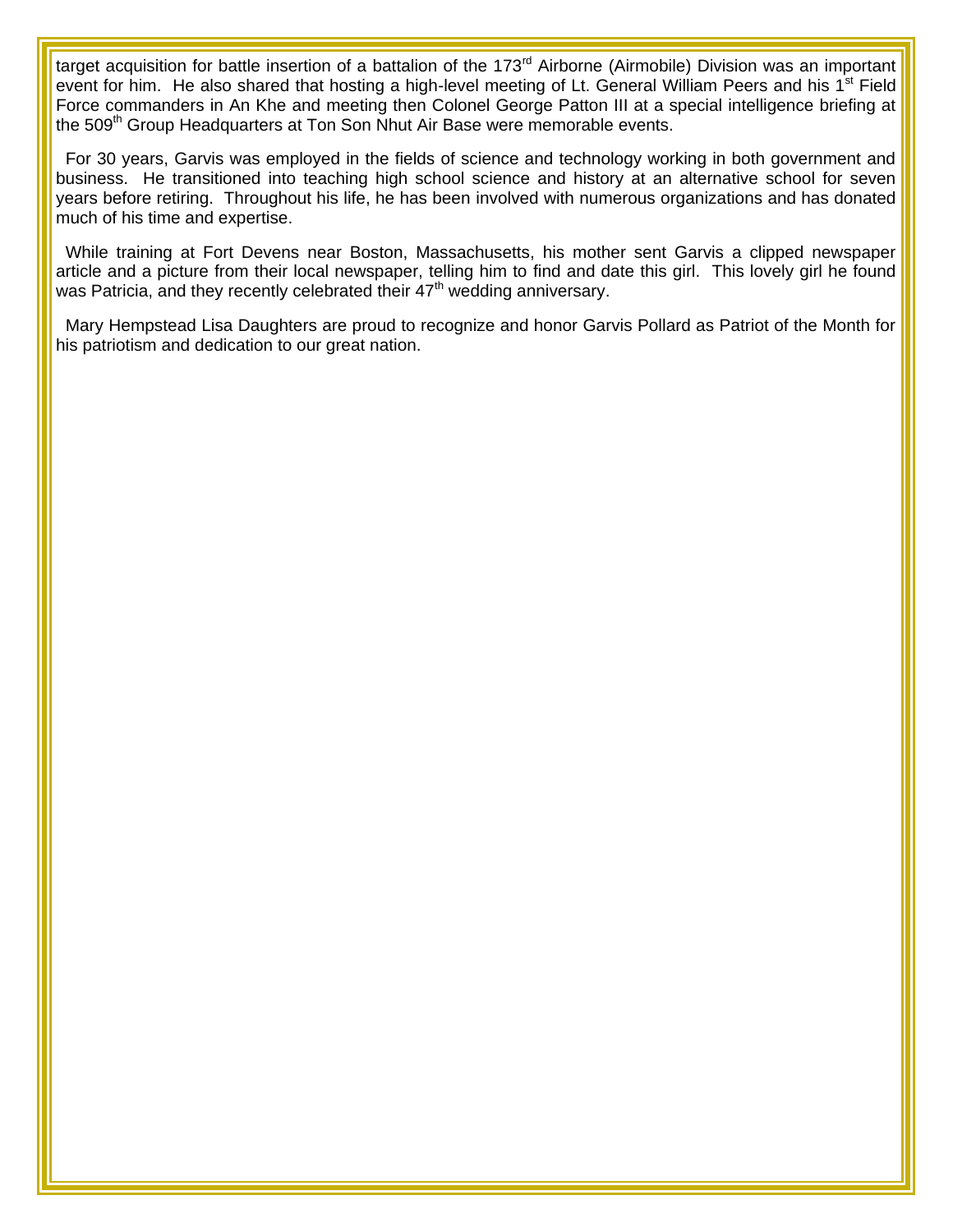target acquisition for battle insertion of a battalion of the 173rd Airborne (Airmobile) Division was an important event for him. He also shared that hosting a high-level meeting of Lt. General William Peers and his 1st Field Force commanders in An Khe and meeting then Colonel George Patton III at a special intelligence briefing at the 509th Group Headquarters at Ton Son Nhut Air Base were memorable events.

For 30 years, Garvis was employed in the fields of science and technology working in both government and business. He transitioned into teaching high school science and history at an alternative school for seven years before retiring. Throughout his life, he has been involved with numerous organizations and has donated much of his time and expertise.

While training at Fort Devens near Boston, Massachusetts, his mother sent Garvis a clipped newspaper article and a picture from their local newspaper, telling him to find and date this girl. This lovely girl he found was Patricia, and they recently celebrated their 47th wedding anniversary.

Mary Hempstead Lisa Daughters are proud to recognize and honor Garvis Pollard as Patriot of the Month for his patriotism and dedication to our great nation.